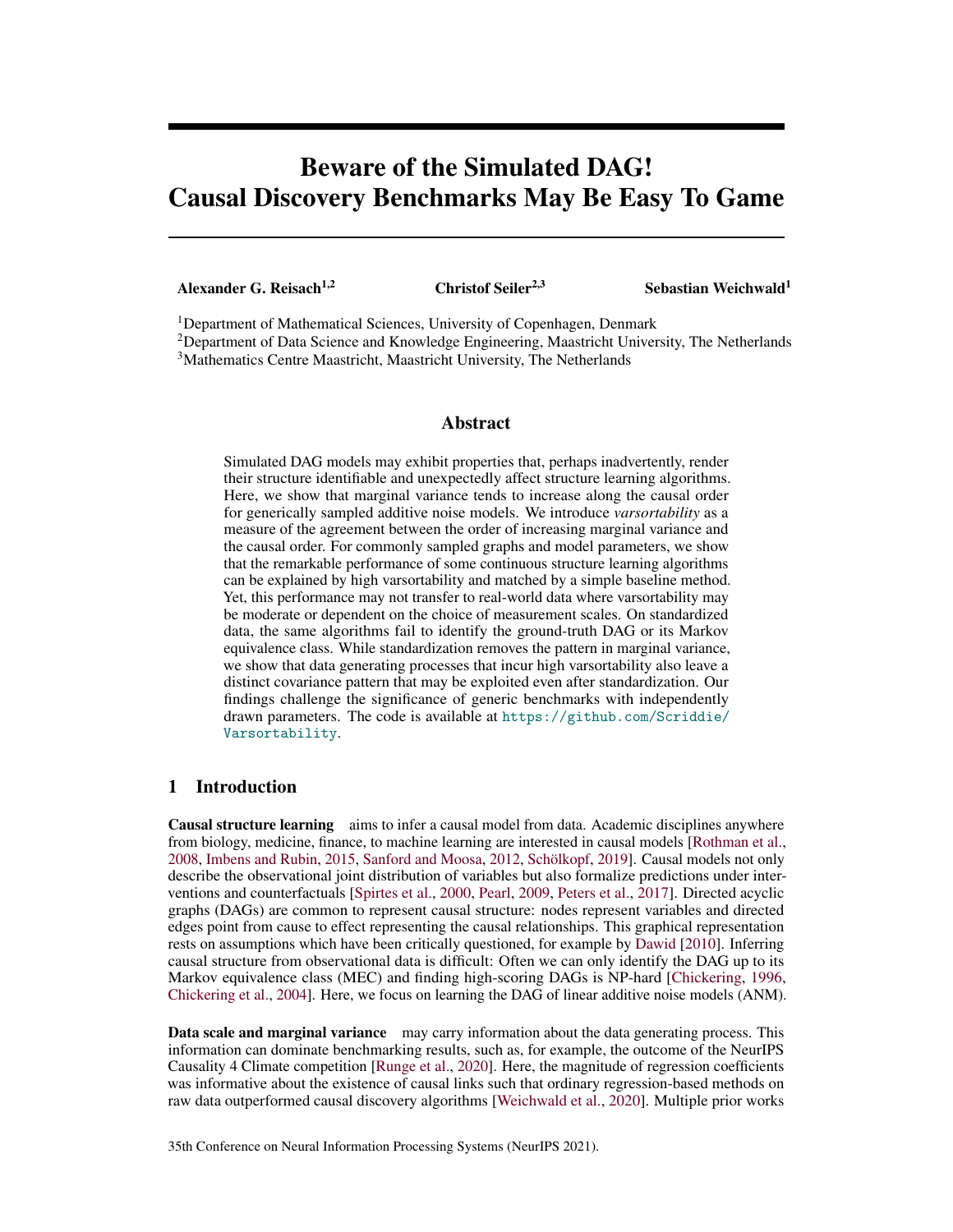# Beware of the Simulated DAG! Causal Discovery Benchmarks May Be Easy To Game

**Alexander G. Reisach**[1,2] **Christof Seiler**[2,3] **Sebastian Weichwald**[1]

[1]Department of Mathematical Sciences, University of Copenhagen, Denmark
[2]Department of Data Science and Knowledge Engineering, Maastricht University, The Netherlands
[3]Mathematics Centre Maastricht, Maastricht University, The Netherlands

## Abstract

Simulated DAG models may exhibit properties that, perhaps inadvertently, render their structure identifiable and unexpectedly affect structure learning algorithms. Here, we show that marginal variance tends to increase along the causal order for generically sampled additive noise models. We introduce *varsortability* as a measure of the agreement between the order of increasing marginal variance and the causal order. For commonly sampled graphs and model parameters, we show that the remarkable performance of some continuous structure learning algorithms can be explained by high varsortability and matched by a simple baseline method. Yet, this performance may not transfer to real-world data where varsortability may be moderate or dependent on the choice of measurement scales. On standardized data, the same algorithms fail to identify the ground-truth DAG or its Markov equivalence class. While standardization removes the pattern in marginal variance, we show that data generating processes that incur high varsortability also leave a distinct covariance pattern that may be exploited even after standardization. Our findings challenge the significance of generic benchmarks with independently drawn parameters. The code is available at `https://github.com/Scriddie/Varsortability`.

## 1 Introduction

**Causal structure learning** aims to infer a causal model from data. Academic disciplines anywhere from biology, medicine, finance, to machine learning are interested in causal models [Rothman et al., 2008, Imbens and Rubin, 2015, Sanford and Moosa, 2012, Schölkopf, 2019]. Causal models not only describe the observational joint distribution of variables but also formalize predictions under interventions and counterfactuals [Spirtes et al., 2000, Pearl, 2009, Peters et al., 2017]. Directed acyclic graphs (DAGs) are common to represent causal structure: nodes represent variables and directed edges point from cause to effect representing the causal relationships. This graphical representation rests on assumptions which have been critically questioned, for example by Dawid [2010]. Inferring causal structure from observational data is difficult: Often we can only identify the DAG up to its Markov equivalence class (MEC) and finding high-scoring DAGs is NP-hard [Chickering, 1996, Chickering et al., 2004]. Here, we focus on learning the DAG of linear additive noise models (ANM).

**Data scale and marginal variance** may carry information about the data generating process. This information can dominate benchmarking results, such as, for example, the outcome of the NeurIPS Causality 4 Climate competition [Runge et al., 2020]. Here, the magnitude of regression coefficients was informative about the existence of causal links such that ordinary regression-based methods on raw data outperformed causal discovery algorithms [Weichwald et al., 2020]. Multiple prior works

35th Conference on Neural Information Processing Systems (NeurIPS 2021).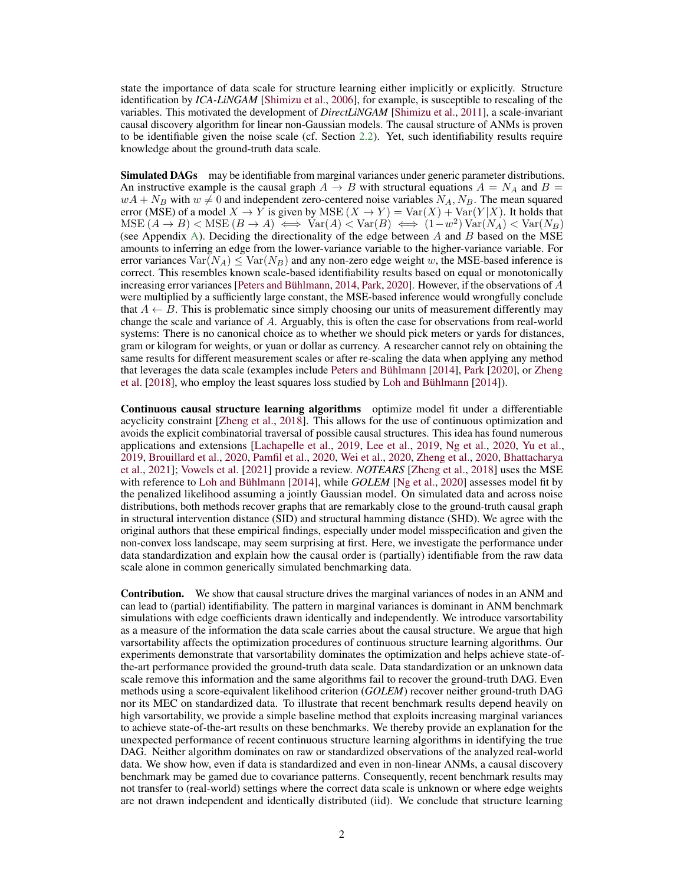state the importance of data scale for structure learning either implicitly or explicitly. Structure identification by *ICA-LiNGAM* [Shimizu et al., 2006], for example, is susceptible to rescaling of the variables. This motivated the development of *DirectLiNGAM* [Shimizu et al., 2011], a scale-invariant causal discovery algorithm for linear non-Gaussian models. The causal structure of ANMs is proven to be identifiable given the noise scale (cf. Section 2.2). Yet, such identifiability results require knowledge about the ground-truth data scale.

**Simulated DAGs** may be identifiable from marginal variances under generic parameter distributions. An instructive example is the causal graph $A \rightarrow B$ with structural equations $A = N_A$ and $B = wA + N_B$ with $w \neq 0$ and independent zero-centered noise variables $N_A, N_B$. The mean squared error (MSE) of a model $X \rightarrow Y$ is given by $\text{MSE}(X \rightarrow Y) = \text{Var}(X) + \text{Var}(Y|X)$. It holds that $\text{MSE}(A \rightarrow B) < \text{MSE}(B \rightarrow A) \iff \text{Var}(A) < \text{Var}(B) \iff (1-w^2)\,\text{Var}(N_A) < \text{Var}(N_B)$ (see Appendix A). Deciding the directionality of the edge between $A$ and $B$ based on the MSE amounts to inferring an edge from the lower-variance variable to the higher-variance variable. For error variances $\text{Var}(N_A) \leq \text{Var}(N_B)$ and any non-zero edge weight $w$, the MSE-based inference is correct. This resembles known scale-based identifiability results based on equal or monotonically increasing error variances [Peters and Bühlmann, 2014, Park, 2020]. However, if the observations of $A$ were multiplied by a sufficiently large constant, the MSE-based inference would wrongfully conclude that $A \leftarrow B$. This is problematic since simply choosing our units of measurement differently may change the scale and variance of $A$. Arguably, this is often the case for observations from real-world systems: There is no canonical choice as to whether we should pick meters or yards for distances, gram or kilogram for weights, or yuan or dollar as currency. A researcher cannot rely on obtaining the same results for different measurement scales or after re-scaling the data when applying any method that leverages the data scale (examples include Peters and Bühlmann [2014], Park [2020], or Zheng et al. [2018], who employ the least squares loss studied by Loh and Bühlmann [2014]).

**Continuous causal structure learning algorithms** optimize model fit under a differentiable acyclicity constraint [Zheng et al., 2018]. This allows for the use of continuous optimization and avoids the explicit combinatorial traversal of possible causal structures. This idea has found numerous applications and extensions [Lachapelle et al., 2019, Lee et al., 2019, Ng et al., 2020, Yu et al., 2019, Brouillard et al., 2020, Pamfil et al., 2020, Wei et al., 2020, Zheng et al., 2020, Bhattacharya et al., 2021]; Vowels et al. [2021] provide a review. *NOTEARS* [Zheng et al., 2018] uses the MSE with reference to Loh and Bühlmann [2014], while *GOLEM* [Ng et al., 2020] assesses model fit by the penalized likelihood assuming a jointly Gaussian model. On simulated data and across noise distributions, both methods recover graphs that are remarkably close to the ground-truth causal graph in structural intervention distance (SID) and structural hamming distance (SHD). We agree with the original authors that these empirical findings, especially under model misspecification and given the non-convex loss landscape, may seem surprising at first. Here, we investigate the performance under data standardization and explain how the causal order is (partially) identifiable from the raw data scale alone in common generically simulated benchmarking data.

**Contribution.** We show that causal structure drives the marginal variances of nodes in an ANM and can lead to (partial) identifiability. The pattern in marginal variances is dominant in ANM benchmark simulations with edge coefficients drawn identically and independently. We introduce varsortability as a measure of the information the data scale carries about the causal structure. We argue that high varsortability affects the optimization procedures of continuous structure learning algorithms. Our experiments demonstrate that varsortability dominates the optimization and helps achieve state-of-the-art performance provided the ground-truth data scale. Data standardization or an unknown data scale remove this information and the same algorithms fail to recover the ground-truth DAG. Even methods using a score-equivalent likelihood criterion (*GOLEM*) recover neither ground-truth DAG nor its MEC on standardized data. To illustrate that recent benchmark results depend heavily on high varsortability, we provide a simple baseline method that exploits increasing marginal variances to achieve state-of-the-art results on these benchmarks. We thereby provide an explanation for the unexpected performance of recent continuous structure learning algorithms in identifying the true DAG. Neither algorithm dominates on raw or standardized observations of the analyzed real-world data. We show how, even if data is standardized and even in non-linear ANMs, a causal discovery benchmark may be gamed due to covariance patterns. Consequently, recent benchmark results may not transfer to (real-world) settings where the correct data scale is unknown or where edge weights are not drawn independent and identically distributed (iid). We conclude that structure learning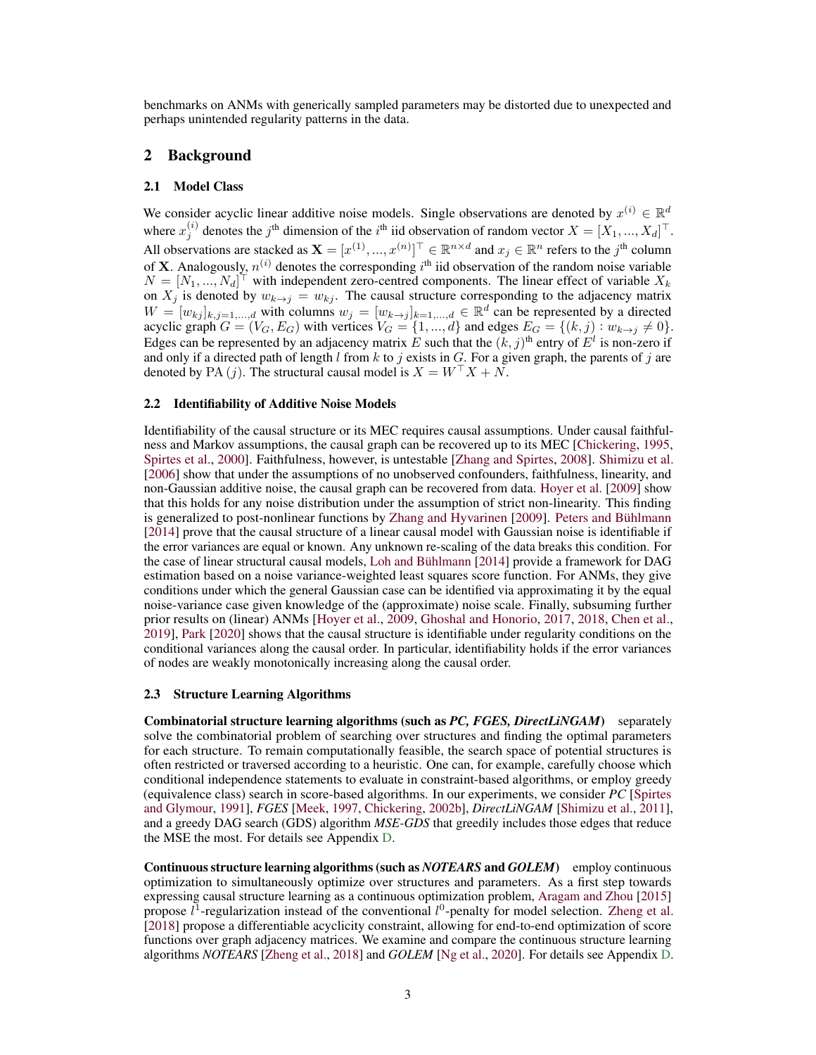benchmarks on ANMs with generically sampled parameters may be distorted due to unexpected and perhaps unintended regularity patterns in the data.

## 2 Background

### 2.1 Model Class

We consider acyclic linear additive noise models. Single observations are denoted by $x^{(i)} \in \mathbb{R}^d$ where $x_j^{(i)}$ denotes the $j^{\text{th}}$ dimension of the $i^{\text{th}}$ iid observation of random vector $X = [X_1, ..., X_d]^\top$. All observations are stacked as $\mathbf{X} = [x^{(1)}, ..., x^{(n)}]^\top \in \mathbb{R}^{n \times d}$ and $x_j \in \mathbb{R}^n$ refers to the $j^{\text{th}}$ column of $\mathbf{X}$. Analogously, $n^{(i)}$ denotes the corresponding $i^{\text{th}}$ iid observation of the random noise variable $N = [N_1, ..., N_d]^\top$ with independent zero-centred components. The linear effect of variable $X_k$ on $X_j$ is denoted by $w_{k \to j} = w_{kj}$. The causal structure corresponding to the adjacency matrix $W = [w_{kj}]_{k,j=1,...,d}$ with columns $w_j = [w_{k \to j}]_{k=1,...,d} \in \mathbb{R}^d$ can be represented by a directed acyclic graph $G = (V_G, E_G)$ with vertices $V_G = \{1, ..., d\}$ and edges $E_G = \{(k, j) : w_{k \to j} \neq 0\}$. Edges can be represented by an adjacency matrix $E$ such that the $(k, j)^{\text{th}}$ entry of $E^l$ is non-zero if and only if a directed path of length $l$ from $k$ to $j$ exists in $G$. For a given graph, the parents of $j$ are denoted by $\text{PA}(j)$. The structural causal model is $X = W^\top X + N$.

### 2.2 Identifiability of Additive Noise Models

Identifiability of the causal structure or its MEC requires causal assumptions. Under causal faithfulness and Markov assumptions, the causal graph can be recovered up to its MEC [Chickering, 1995, Spirtes et al., 2000]. Faithfulness, however, is untestable [Zhang and Spirtes, 2008]. Shimizu et al. [2006] show that under the assumptions of no unobserved confounders, faithfulness, linearity, and non-Gaussian additive noise, the causal graph can be recovered from data. Hoyer et al. [2009] show that this holds for any noise distribution under the assumption of strict non-linearity. This finding is generalized to post-nonlinear functions by Zhang and Hyvarinen [2009]. Peters and Bühlmann [2014] prove that the causal structure of a linear causal model with Gaussian noise is identifiable if the error variances are equal or known. Any unknown re-scaling of the data breaks this condition. For the case of linear structural causal models, Loh and Bühlmann [2014] provide a framework for DAG estimation based on a noise variance-weighted least squares score function. For ANMs, they give conditions under which the general Gaussian case can be identified via approximating it by the equal noise-variance case given knowledge of the (approximate) noise scale. Finally, subsuming further prior results on (linear) ANMs [Hoyer et al., 2009, Ghoshal and Honorio, 2017, 2018, Chen et al., 2019], Park [2020] shows that the causal structure is identifiable under regularity conditions on the conditional variances along the causal order. In particular, identifiability holds if the error variances of nodes are weakly monotonically increasing along the causal order.

### 2.3 Structure Learning Algorithms

**Combinatorial structure learning algorithms (such as *PC, FGES, DirectLiNGAM*)** separately solve the combinatorial problem of searching over structures and finding the optimal parameters for each structure. To remain computationally feasible, the search space of potential structures is often restricted or traversed according to a heuristic. One can, for example, carefully choose which conditional independence statements to evaluate in constraint-based algorithms, or employ greedy (equivalence class) search in score-based algorithms. In our experiments, we consider *PC* [Spirtes and Glymour, 1991], *FGES* [Meek, 1997, Chickering, 2002b], *DirectLiNGAM* [Shimizu et al., 2011], and a greedy DAG search (GDS) algorithm *MSE-GDS* that greedily includes those edges that reduce the MSE the most. For details see Appendix D.

**Continuous structure learning algorithms (such as *NOTEARS* and *GOLEM*)** employ continuous optimization to simultaneously optimize over structures and parameters. As a first step towards expressing causal structure learning as a continuous optimization problem, Aragam and Zhou [2015] propose $l^1$-regularization instead of the conventional $l^0$-penalty for model selection. Zheng et al. [2018] propose a differentiable acyclicity constraint, allowing for end-to-end optimization of score functions over graph adjacency matrices. We examine and compare the continuous structure learning algorithms *NOTEARS* [Zheng et al., 2018] and *GOLEM* [Ng et al., 2020]. For details see Appendix D.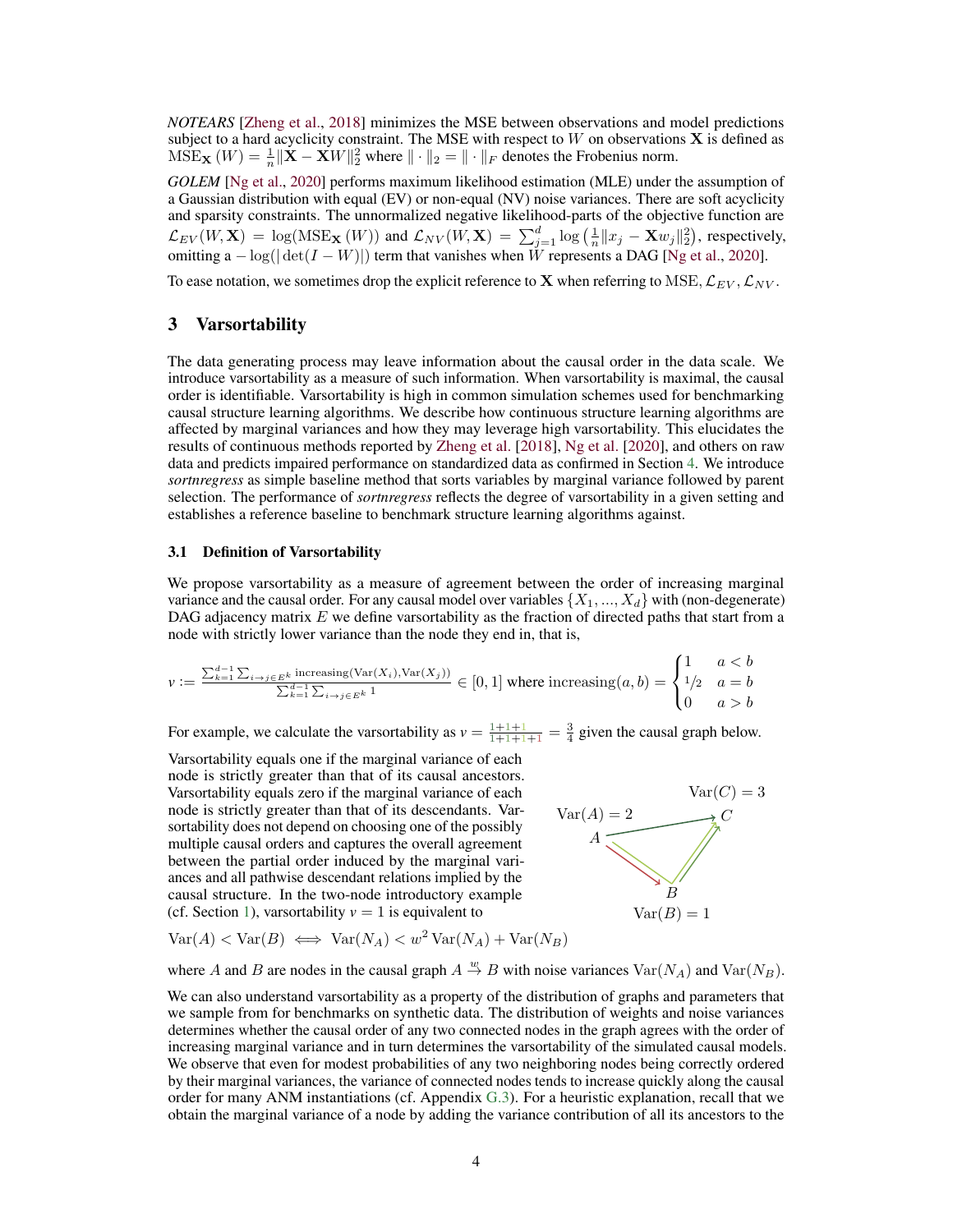*NOTEARS* [Zheng et al., 2018] minimizes the MSE between observations and model predictions subject to a hard acyclicity constraint. The MSE with respect to $W$ on observations $\mathbf{X}$ is defined as $\mathrm{MSE}_{\mathbf{X}}(W) = \frac{1}{n}\|\mathbf{X} - \mathbf{X}W\|_2^2$ where $\|\cdot\|_2 = \|\cdot\|_F$ denotes the Frobenius norm.

*GOLEM* [Ng et al., 2020] performs maximum likelihood estimation (MLE) under the assumption of a Gaussian distribution with equal (EV) or non-equal (NV) noise variances. There are soft acyclicity and sparsity constraints. The unnormalized negative likelihood-parts of the objective function are $\mathcal{L}_{EV}(W, \mathbf{X}) = \log(\mathrm{MSE}_{\mathbf{X}}(W))$ and $\mathcal{L}_{NV}(W, \mathbf{X}) = \sum_{j=1}^{d} \log\left(\frac{1}{n}\|x_j - \mathbf{X}w_j\|_2^2\right)$, respectively, omitting a $-\log(|\det(I - W)|)$ term that vanishes when $W$ represents a DAG [Ng et al., 2020].

To ease notation, we sometimes drop the explicit reference to $\mathbf{X}$ when referring to MSE, $\mathcal{L}_{EV}$, $\mathcal{L}_{NV}$.

## 3 Varsortability

The data generating process may leave information about the causal order in the data scale. We introduce varsortability as a measure of such information. When varsortability is maximal, the causal order is identifiable. Varsortability is high in common simulation schemes used for benchmarking causal structure learning algorithms. We describe how continuous structure learning algorithms are affected by marginal variances and how they may leverage high varsortability. This elucidates the results of continuous methods reported by Zheng et al. [2018], Ng et al. [2020], and others on raw data and predicts impaired performance on standardized data as confirmed in Section 4. We introduce *sortnregress* as simple baseline method that sorts variables by marginal variance followed by parent selection. The performance of *sortnregress* reflects the degree of varsortability in a given setting and establishes a reference baseline to benchmark structure learning algorithms against.

### 3.1 Definition of Varsortability

We propose varsortability as a measure of agreement between the order of increasing marginal variance and the causal order. For any causal model over variables $\{X_1, ..., X_d\}$ with (non-degenerate) DAG adjacency matrix $E$ we define varsortability as the fraction of directed paths that start from a node with strictly lower variance than the node they end in, that is,

$$v := \frac{\sum_{k=1}^{d-1} \sum_{i \to j \in E^k} \mathrm{increasing}(\mathrm{Var}(X_i), \mathrm{Var}(X_j))}{\sum_{k=1}^{d-1} \sum_{i \to j \in E^k} 1} \in [0, 1] \text{ where } \mathrm{increasing}(a, b) = \begin{cases} 1 & a < b \\ 1/2 & a = b \\ 0 & a > b \end{cases}$$

For example, we calculate the varsortability as $v = \frac{1+1+1}{1+1+1+1} = \frac{3}{4}$ given the causal graph below.

Varsortability equals one if the marginal variance of each node is strictly greater than that of its causal ancestors. Varsortability equals zero if the marginal variance of each node is strictly greater than that of its descendants. Varsortability does not depend on choosing one of the possibly multiple causal orders and captures the overall agreement between the partial order induced by the marginal variances and all pathwise descendant relations implied by the causal structure. In the two-node introductory example (cf. Section 1), varsortability $v = 1$ is equivalent to

$\mathrm{Var}(A) = 2$, $\mathrm{Var}(B) = 1$, $\mathrm{Var}(C) = 3$

$$\mathrm{Var}(A) < \mathrm{Var}(B) \iff \mathrm{Var}(N_A) < w^2 \,\mathrm{Var}(N_A) + \mathrm{Var}(N_B)$$

where $A$ and $B$ are nodes in the causal graph $A \overset{w}{\to} B$ with noise variances $\mathrm{Var}(N_A)$ and $\mathrm{Var}(N_B)$.

We can also understand varsortability as a property of the distribution of graphs and parameters that we sample from for benchmarks on synthetic data. The distribution of weights and noise variances determines whether the causal order of any two connected nodes in the graph agrees with the order of increasing marginal variance and in turn determines the varsortability of the simulated causal models. We observe that even for modest probabilities of any two neighboring nodes being correctly ordered by their marginal variances, the variance of connected nodes tends to increase quickly along the causal order for many ANM instantiations (cf. Appendix G.3). For a heuristic explanation, recall that we obtain the marginal variance of a node by adding the variance contribution of all its ancestors to the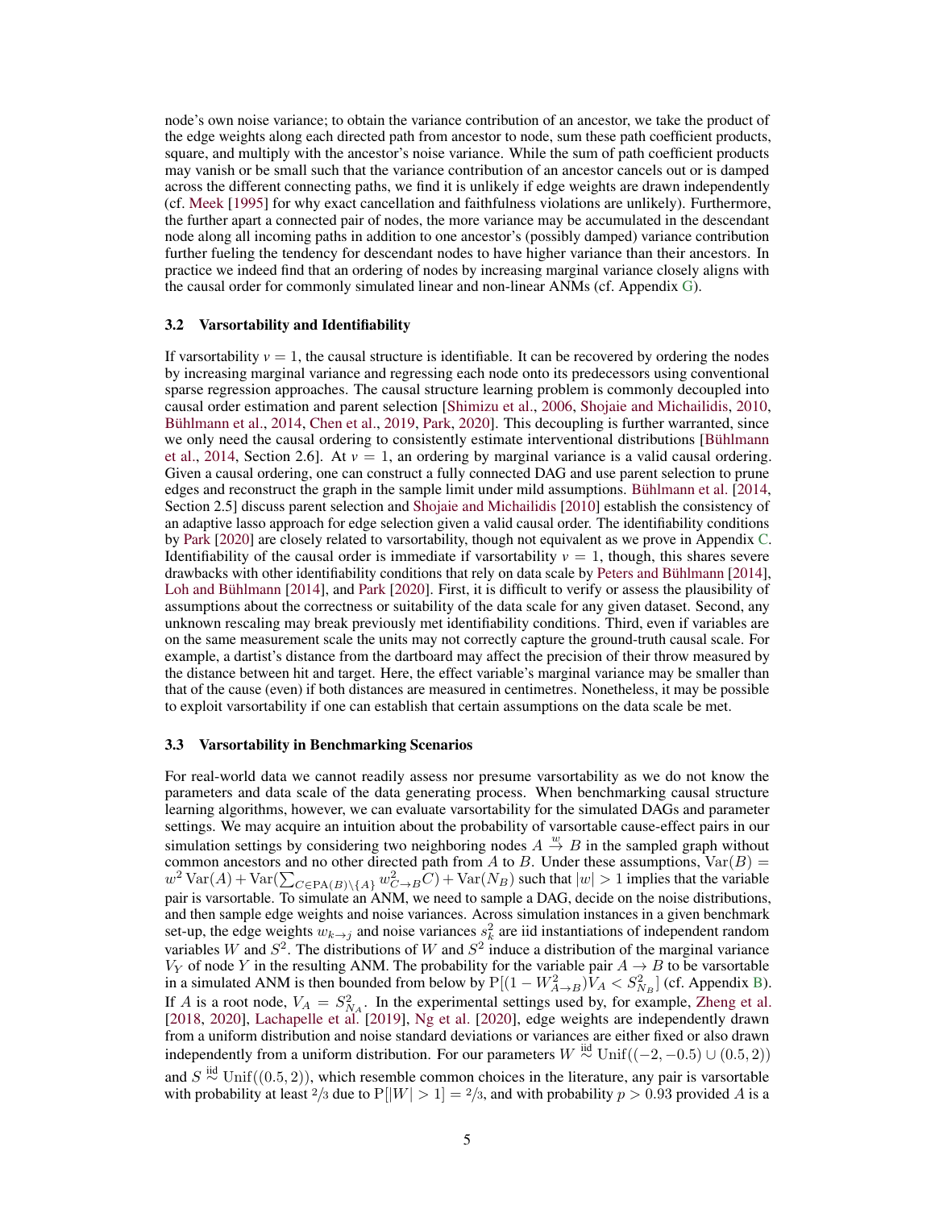node's own noise variance; to obtain the variance contribution of an ancestor, we take the product of the edge weights along each directed path from ancestor to node, sum these path coefficient products, square, and multiply with the ancestor's noise variance. While the sum of path coefficient products may vanish or be small such that the variance contribution of an ancestor cancels out or is damped across the different connecting paths, we find it is unlikely if edge weights are drawn independently (cf. Meek [1995] for why exact cancellation and faithfulness violations are unlikely). Furthermore, the further apart a connected pair of nodes, the more variance may be accumulated in the descendant node along all incoming paths in addition to one ancestor's (possibly damped) variance contribution further fueling the tendency for descendant nodes to have higher variance than their ancestors. In practice we indeed find that an ordering of nodes by increasing marginal variance closely aligns with the causal order for commonly simulated linear and non-linear ANMs (cf. Appendix G).

### 3.2 Varsortability and Identifiability

If varsortability $v = 1$, the causal structure is identifiable. It can be recovered by ordering the nodes by increasing marginal variance and regressing each node onto its predecessors using conventional sparse regression approaches. The causal structure learning problem is commonly decoupled into causal order estimation and parent selection [Shimizu et al., 2006, Shojaie and Michailidis, 2010, Bühlmann et al., 2014, Chen et al., 2019, Park, 2020]. This decoupling is further warranted, since we only need the causal ordering to consistently estimate interventional distributions [Bühlmann et al., 2014, Section 2.6]. At $v = 1$, an ordering by marginal variance is a valid causal ordering. Given a causal ordering, one can construct a fully connected DAG and use parent selection to prune edges and reconstruct the graph in the sample limit under mild assumptions. Bühlmann et al. [2014, Section 2.5] discuss parent selection and Shojaie and Michailidis [2010] establish the consistency of an adaptive lasso approach for edge selection given a valid causal order. The identifiability conditions by Park [2020] are closely related to varsortability, though not equivalent as we prove in Appendix C. Identifiability of the causal order is immediate if varsortability $v = 1$, though, this shares severe drawbacks with other identifiability conditions that rely on data scale by Peters and Bühlmann [2014], Loh and Bühlmann [2014], and Park [2020]. First, it is difficult to verify or assess the plausibility of assumptions about the correctness or suitability of the data scale for any given dataset. Second, any unknown rescaling may break previously met identifiability conditions. Third, even if variables are on the same measurement scale the units may not correctly capture the ground-truth causal scale. For example, a dartist's distance from the dartboard may affect the precision of their throw measured by the distance between hit and target. Here, the effect variable's marginal variance may be smaller than that of the cause (even) if both distances are measured in centimetres. Nonetheless, it may be possible to exploit varsortability if one can establish that certain assumptions on the data scale be met.

### 3.3 Varsortability in Benchmarking Scenarios

For real-world data we cannot readily assess nor presume varsortability as we do not know the parameters and data scale of the data generating process. When benchmarking causal structure learning algorithms, however, we can evaluate varsortability for the simulated DAGs and parameter settings. We may acquire an intuition about the probability of varsortable cause-effect pairs in our simulation settings by considering two neighboring nodes $A \overset{w}{\to} B$ in the sampled graph without common ancestors and no other directed path from $A$ to $B$. Under these assumptions, $\operatorname{Var}(B) = w^2 \operatorname{Var}(A) + \operatorname{Var}(\sum_{C \in \operatorname{PA}(B) \setminus \{A\}} w^2_{C \to B} C) + \operatorname{Var}(N_B)$ such that $|w| > 1$ implies that the variable pair is varsortable. To simulate an ANM, we need to sample a DAG, decide on the noise distributions, and then sample edge weights and noise variances. Across simulation instances in a given benchmark set-up, the edge weights $w_{k \to j}$ and noise variances $s_k^2$ are iid instantiations of independent random variables $W$ and $S^2$. The distributions of $W$ and $S^2$ induce a distribution of the marginal variance $V_Y$ of node $Y$ in the resulting ANM. The probability for the variable pair $A \to B$ to be varsortable in a simulated ANM is then bounded from below by $\mathrm{P}[(1 - W^2_{A \to B}) V_A < S^2_{N_B}]$ (cf. Appendix B). If $A$ is a root node, $V_A = S^2_{N_A}$. In the experimental settings used by, for example, Zheng et al. [2018, 2020], Lachapelle et al. [2019], Ng et al. [2020], edge weights are independently drawn from a uniform distribution and noise standard deviations or variances are either fixed or also drawn independently from a uniform distribution. For our parameters $W \overset{\text{iid}}{\sim} \operatorname{Unif}((-2, -0.5) \cup (0.5, 2))$ and $S \overset{\text{iid}}{\sim} \operatorname{Unif}((0.5, 2))$, which resemble common choices in the literature, any pair is varsortable with probability at least $2/3$ due to $\mathrm{P}[|W| > 1] = 2/3$, and with probability $p > 0.93$ provided $A$ is a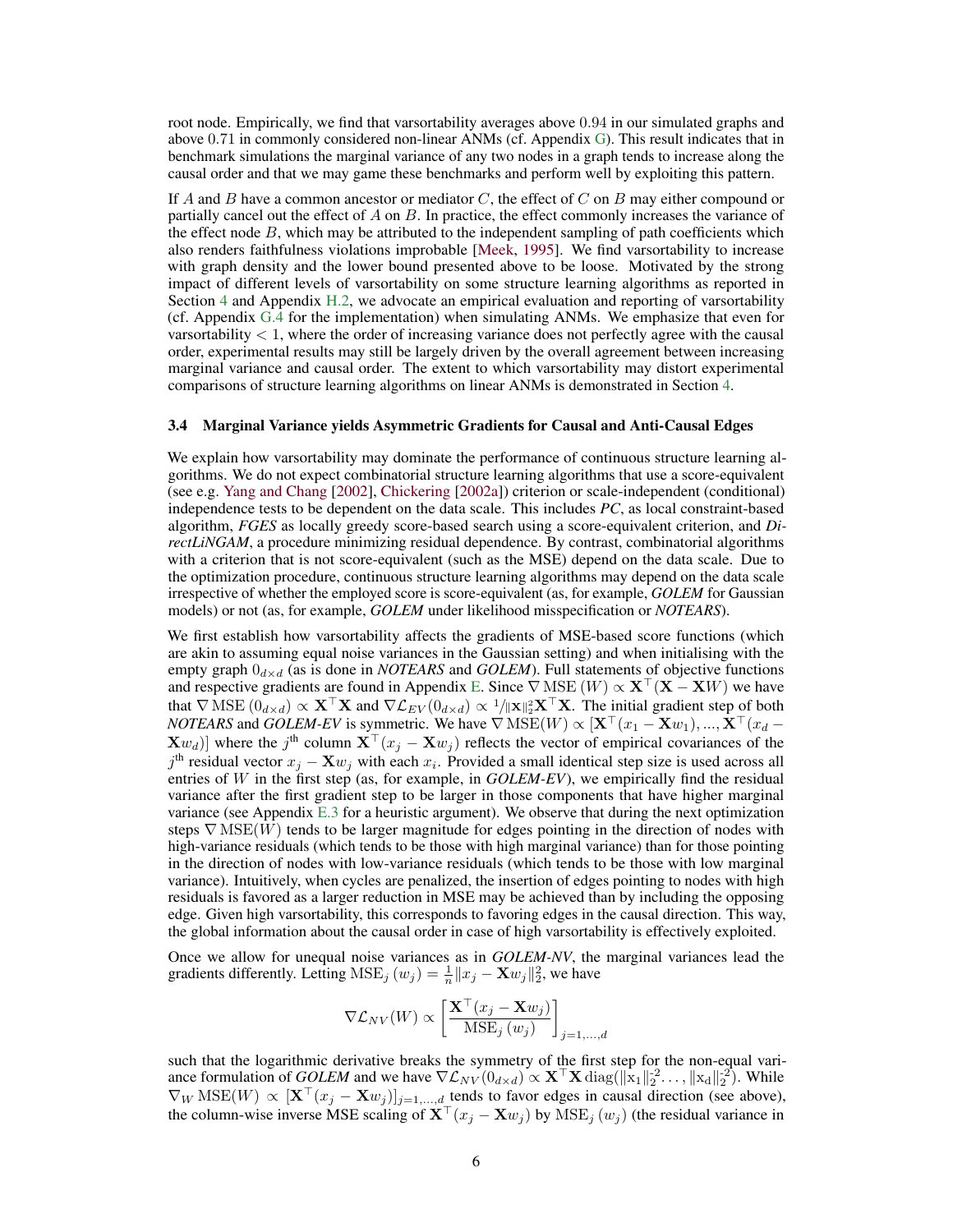root node. Empirically, we find that varsortability averages above 0.94 in our simulated graphs and above 0.71 in commonly considered non-linear ANMs (cf. Appendix G). This result indicates that in benchmark simulations the marginal variance of any two nodes in a graph tends to increase along the causal order and that we may game these benchmarks and perform well by exploiting this pattern.

If $A$ and $B$ have a common ancestor or mediator $C$, the effect of $C$ on $B$ may either compound or partially cancel out the effect of $A$ on $B$. In practice, the effect commonly increases the variance of the effect node $B$, which may be attributed to the independent sampling of path coefficients which also renders faithfulness violations improbable [Meek, 1995]. We find varsortability to increase with graph density and the lower bound presented above to be loose. Motivated by the strong impact of different levels of varsortability on some structure learning algorithms as reported in Section 4 and Appendix H.2, we advocate an empirical evaluation and reporting of varsortability (cf. Appendix G.4 for the implementation) when simulating ANMs. We emphasize that even for varsortability $< 1$, where the order of increasing variance does not perfectly agree with the causal order, experimental results may still be largely driven by the overall agreement between increasing marginal variance and causal order. The extent to which varsortability may distort experimental comparisons of structure learning algorithms on linear ANMs is demonstrated in Section 4.

### 3.4 Marginal Variance yields Asymmetric Gradients for Causal and Anti-Causal Edges

We explain how varsortability may dominate the performance of continuous structure learning algorithms. We do not expect combinatorial structure learning algorithms that use a score-equivalent (see e.g. Yang and Chang [2002], Chickering [2002a]) criterion or scale-independent (conditional) independence tests to be dependent on the data scale. This includes *PC*, as local constraint-based algorithm, *FGES* as locally greedy score-based search using a score-equivalent criterion, and *DirectLiNGAM*, a procedure minimizing residual dependence. By contrast, combinatorial algorithms with a criterion that is not score-equivalent (such as the MSE) depend on the data scale. Due to the optimization procedure, continuous structure learning algorithms may depend on the data scale irrespective of whether the employed score is score-equivalent (as, for example, *GOLEM* for Gaussian models) or not (as, for example, *GOLEM* under likelihood misspecification or *NOTEARS*).

We first establish how varsortability affects the gradients of MSE-based score functions (which are akin to assuming equal noise variances in the Gaussian setting) and when initialising with the empty graph $0_{d\times d}$ (as is done in *NOTEARS* and *GOLEM*). Full statements of objective functions and respective gradients are found in Appendix E. Since $\nabla\,\mathrm{MSE}\,(W) \propto \mathbf{X}^\top(\mathbf{X}-\mathbf{X}W)$ we have that $\nabla\,\mathrm{MSE}\,(0_{d\times d}) \propto \mathbf{X}^\top\mathbf{X}$ and $\nabla\mathcal{L}_{EV}(0_{d\times d}) \propto {}^{1}/\|\mathbf{X}\|_2^2\mathbf{X}^\top\mathbf{X}$. The initial gradient step of both *NOTEARS* and *GOLEM-EV* is symmetric. We have $\nabla\,\mathrm{MSE}(W) \propto [\mathbf{X}^\top(x_1-\mathbf{X}w_1),...,\mathbf{X}^\top(x_d-\mathbf{X}w_d)]$ where the $j^{\text{th}}$ column $\mathbf{X}^\top(x_j-\mathbf{X}w_j)$ reflects the vector of empirical covariances of the $j^{\text{th}}$ residual vector $x_j-\mathbf{X}w_j$ with each $x_i$. Provided a small identical step size is used across all entries of $W$ in the first step (as, for example, in *GOLEM-EV*), we empirically find the residual variance after the first gradient step to be larger in those components that have higher marginal variance (see Appendix E.3 for a heuristic argument). We observe that during the next optimization steps $\nabla\,\mathrm{MSE}(W)$ tends to be larger magnitude for edges pointing in the direction of nodes with high-variance residuals (which tends to be those with high marginal variance) than for those pointing in the direction of nodes with low-variance residuals (which tends to be those with low marginal variance). Intuitively, when cycles are penalized, the insertion of edges pointing to nodes with high residuals is favored as a larger reduction in MSE may be achieved than by including the opposing edge. Given high varsortability, this corresponds to favoring edges in the causal direction. This way, the global information about the causal order in case of high varsortability is effectively exploited.

Once we allow for unequal noise variances as in *GOLEM-NV*, the marginal variances lead the gradients differently. Letting $\mathrm{MSE}_j\,(w_j) = \frac{1}{n}\|x_j-\mathbf{X}w_j\|_2^2$, we have

$$\nabla\mathcal{L}_{NV}(W) \propto \left[\frac{\mathbf{X}^\top(x_j-\mathbf{X}w_j)}{\mathrm{MSE}_j\,(w_j)}\right]_{j=1,...,d}$$

such that the logarithmic derivative breaks the symmetry of the first step for the non-equal variance formulation of *GOLEM* and we have $\nabla\mathcal{L}_{NV}(0_{d\times d}) \propto \mathbf{X}^\top\mathbf{X}\,\mathrm{diag}(\|\mathrm{x}_1\|_2^{-2}\ldots,\|\mathrm{x}_d\|_2^{-2})$. While $\nabla_W\,\mathrm{MSE}(W) \propto [\mathbf{X}^\top(x_j-\mathbf{X}w_j)]_{j=1,...,d}$ tends to favor edges in causal direction (see above), the column-wise inverse MSE scaling of $\mathbf{X}^\top(x_j-\mathbf{X}w_j)$ by $\mathrm{MSE}_j\,(w_j)$ (the residual variance in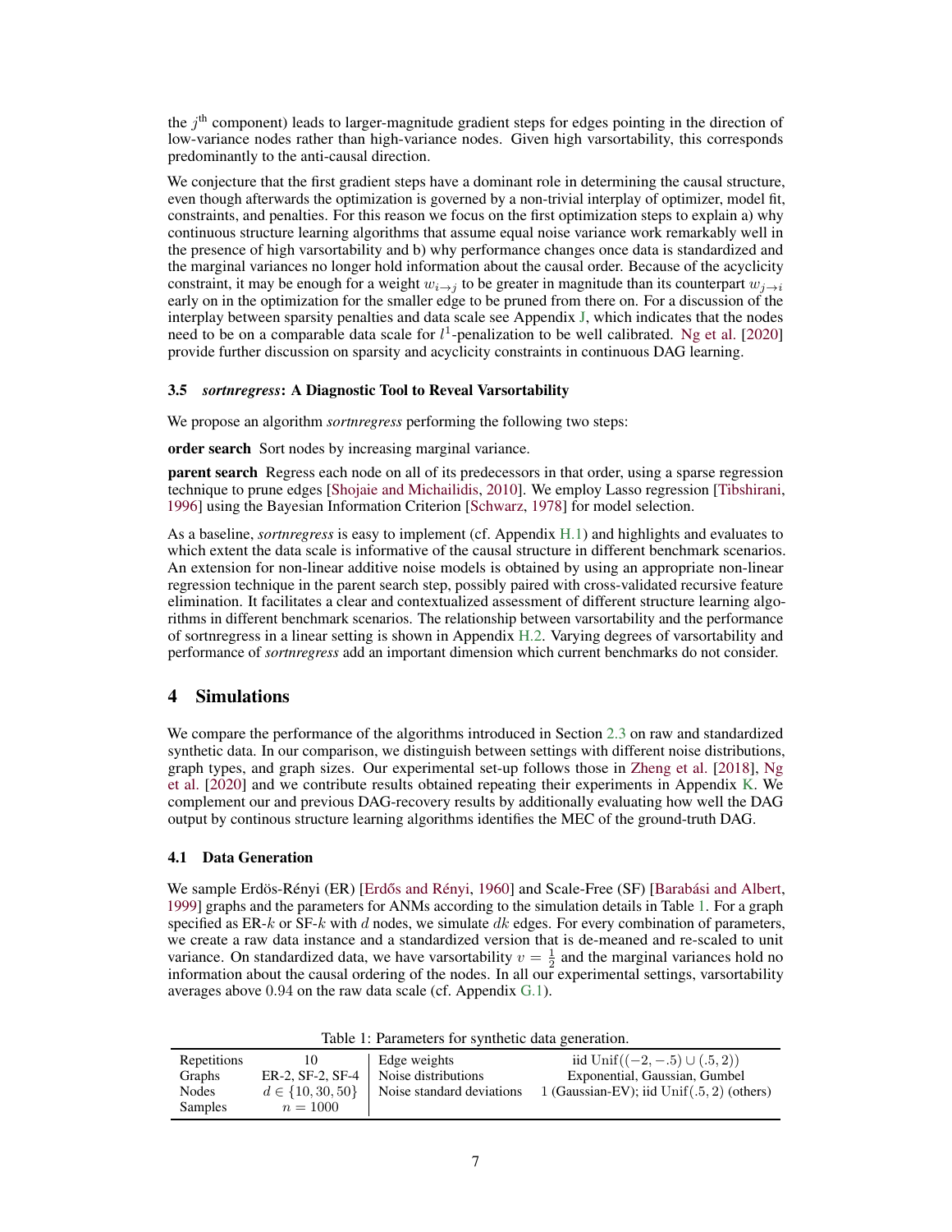the $j^{\text{th}}$ component) leads to larger-magnitude gradient steps for edges pointing in the direction of low-variance nodes rather than high-variance nodes. Given high varsortability, this corresponds predominantly to the anti-causal direction.

We conjecture that the first gradient steps have a dominant role in determining the causal structure, even though afterwards the optimization is governed by a non-trivial interplay of optimizer, model fit, constraints, and penalties. For this reason we focus on the first optimization steps to explain a) why continuous structure learning algorithms that assume equal noise variance work remarkably well in the presence of high varsortability and b) why performance changes once data is standardized and the marginal variances no longer hold information about the causal order. Because of the acyclicity constraint, it may be enough for a weight $w_{i\to j}$ to be greater in magnitude than its counterpart $w_{j\to i}$ early on in the optimization for the smaller edge to be pruned from there on. For a discussion of the interplay between sparsity penalties and data scale see Appendix J, which indicates that the nodes need to be on a comparable data scale for $l^1$-penalization to be well calibrated. Ng et al. [2020] provide further discussion on sparsity and acyclicity constraints in continuous DAG learning.

### 3.5 *sortnregress*: A Diagnostic Tool to Reveal Varsortability

We propose an algorithm *sortnregress* performing the following two steps:

**order search** Sort nodes by increasing marginal variance.

**parent search** Regress each node on all of its predecessors in that order, using a sparse regression technique to prune edges [Shojaie and Michailidis, 2010]. We employ Lasso regression [Tibshirani, 1996] using the Bayesian Information Criterion [Schwarz, 1978] for model selection.

As a baseline, *sortnregress* is easy to implement (cf. Appendix H.1) and highlights and evaluates to which extent the data scale is informative of the causal structure in different benchmark scenarios. An extension for non-linear additive noise models is obtained by using an appropriate non-linear regression technique in the parent search step, possibly paired with cross-validated recursive feature elimination. It facilitates a clear and contextualized assessment of different structure learning algorithms in different benchmark scenarios. The relationship between varsortability and the performance of sortnregress in a linear setting is shown in Appendix H.2. Varying degrees of varsortability and performance of *sortnregress* add an important dimension which current benchmarks do not consider.

## 4 Simulations

We compare the performance of the algorithms introduced in Section 2.3 on raw and standardized synthetic data. In our comparison, we distinguish between settings with different noise distributions, graph types, and graph sizes. Our experimental set-up follows those in Zheng et al. [2018], Ng et al. [2020] and we contribute results obtained repeating their experiments in Appendix K. We complement our and previous DAG-recovery results by additionally evaluating how well the DAG output by continous structure learning algorithms identifies the MEC of the ground-truth DAG.

### 4.1 Data Generation

We sample Erdös-Rényi (ER) [Erdős and Rényi, 1960] and Scale-Free (SF) [Barabási and Albert, 1999] graphs and the parameters for ANMs according to the simulation details in Table 1. For a graph specified as ER-$k$ or SF-$k$ with $d$ nodes, we simulate $dk$ edges. For every combination of parameters, we create a raw data instance and a standardized version that is de-meaned and re-scaled to unit variance. On standardized data, we have varsortability $v = \frac{1}{2}$ and the marginal variances hold no information about the causal ordering of the nodes. In all our experimental settings, varsortability averages above $0.94$ on the raw data scale (cf. Appendix G.1).

Table 1: Parameters for synthetic data generation.

| | | | |
|---|---|---|---|
| Repetitions | 10 | Edge weights | iid $\text{Unif}((-2, -.5) \cup (.5, 2))$ |
| Graphs | ER-2, SF-2, SF-4 | Noise distributions | Exponential, Gaussian, Gumbel |
| Nodes | $d \in \{10, 30, 50\}$ | Noise standard deviations | 1 (Gaussian-EV); iid $\text{Unif}(.5, 2)$ (others) |
| Samples | $n = 1000$ | | |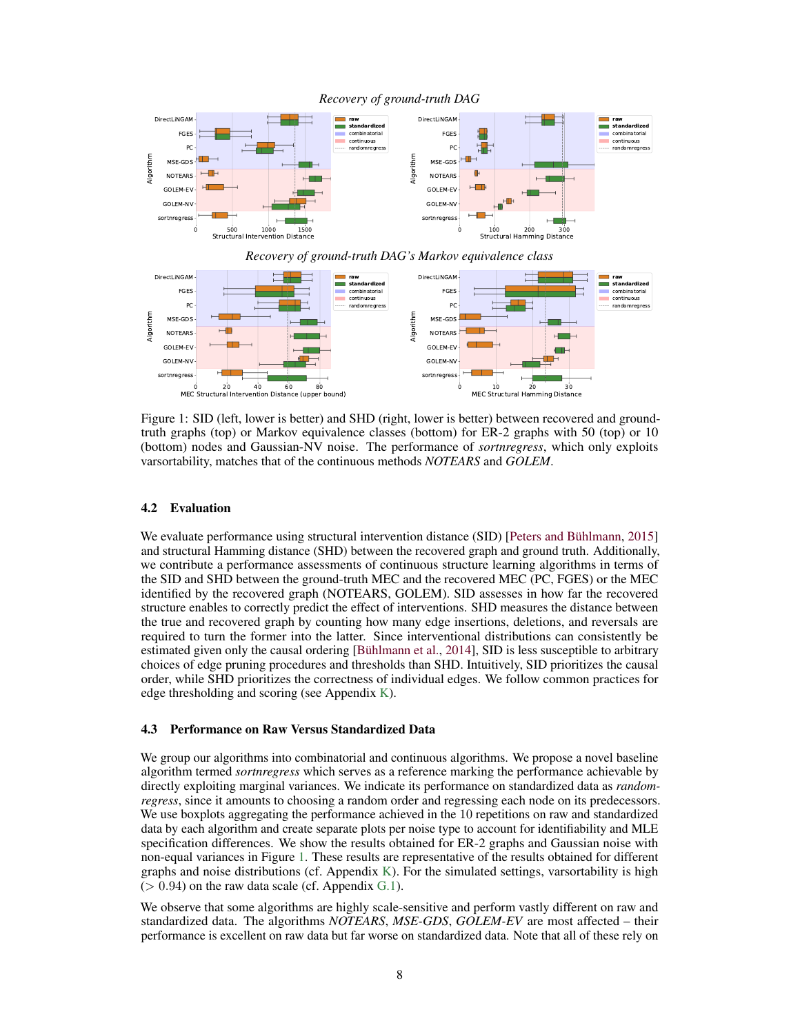Figure 1: SID (left, lower is better) and SHD (right, lower is better) between recovered and ground-truth graphs (top) or Markov equivalence classes (bottom) for ER-2 graphs with 50 (top) or 10 (bottom) nodes and Gaussian-NV noise. The performance of *sortnregress*, which only exploits varsortability, matches that of the continuous methods *NOTEARS* and *GOLEM*.

### 4.2 Evaluation

We evaluate performance using structural intervention distance (SID) [Peters and Bühlmann, 2015] and structural Hamming distance (SHD) between the recovered graph and ground truth. Additionally, we contribute a performance assessments of continuous structure learning algorithms in terms of the SID and SHD between the ground-truth MEC and the recovered MEC (PC, FGES) or the MEC identified by the recovered graph (NOTEARS, GOLEM). SID assesses in how far the recovered structure enables to correctly predict the effect of interventions. SHD measures the distance between the true and recovered graph by counting how many edge insertions, deletions, and reversals are required to turn the former into the latter. Since interventional distributions can consistently be estimated given only the causal ordering [Bühlmann et al., 2014], SID is less susceptible to arbitrary choices of edge pruning procedures and thresholds than SHD. Intuitively, SID prioritizes the causal order, while SHD prioritizes the correctness of individual edges. We follow common practices for edge thresholding and scoring (see Appendix K).

### 4.3 Performance on Raw Versus Standardized Data

We group our algorithms into combinatorial and continuous algorithms. We propose a novel baseline algorithm termed *sortnregress* which serves as a reference marking the performance achievable by directly exploiting marginal variances. We indicate its performance on standardized data as *randomregress*, since it amounts to choosing a random order and regressing each node on its predecessors. We use boxplots aggregating the performance achieved in the 10 repetitions on raw and standardized data by each algorithm and create separate plots per noise type to account for identifiability and MLE specification differences. We show the results obtained for ER-2 graphs and Gaussian noise with non-equal variances in Figure 1. These results are representative of the results obtained for different graphs and noise distributions (cf. Appendix K). For the simulated settings, varsortability is high ($> 0.94$) on the raw data scale (cf. Appendix G.1).

We observe that some algorithms are highly scale-sensitive and perform vastly different on raw and standardized data. The algorithms *NOTEARS*, *MSE-GDS*, *GOLEM-EV* are most affected – their performance is excellent on raw data but far worse on standardized data. Note that all of these rely on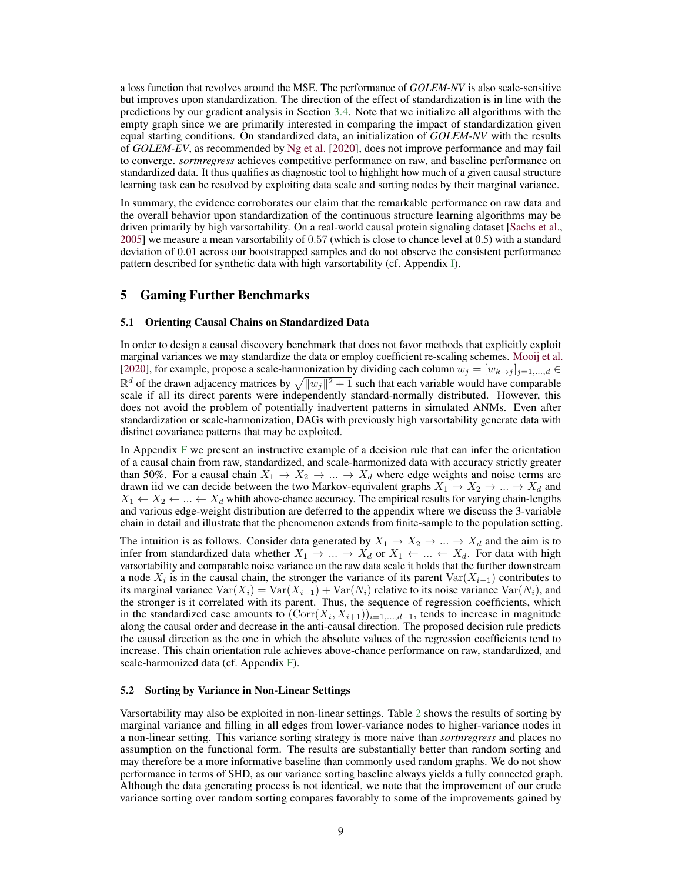a loss function that revolves around the MSE. The performance of *GOLEM-NV* is also scale-sensitive but improves upon standardization. The direction of the effect of standardization is in line with the predictions by our gradient analysis in Section 3.4. Note that we initialize all algorithms with the empty graph since we are primarily interested in comparing the impact of standardization given equal starting conditions. On standardized data, an initialization of *GOLEM-NV* with the results of *GOLEM-EV*, as recommended by Ng et al. [2020], does not improve performance and may fail to converge. *sortnregress* achieves competitive performance on raw, and baseline performance on standardized data. It thus qualifies as diagnostic tool to highlight how much of a given causal structure learning task can be resolved by exploiting data scale and sorting nodes by their marginal variance.

In summary, the evidence corroborates our claim that the remarkable performance on raw data and the overall behavior upon standardization of the continuous structure learning algorithms may be driven primarily by high varsortability. On a real-world causal protein signaling dataset [Sachs et al., 2005] we measure a mean varsortability of $0.57$ (which is close to chance level at 0.5) with a standard deviation of $0.01$ across our bootstrapped samples and do not observe the consistent performance pattern described for synthetic data with high varsortability (cf. Appendix I).

# 5 Gaming Further Benchmarks

## 5.1 Orienting Causal Chains on Standardized Data

In order to design a causal discovery benchmark that does not favor methods that explicitly exploit marginal variances we may standardize the data or employ coefficient re-scaling schemes. Mooij et al. [2020], for example, propose a scale-harmonization by dividing each column $w_j = [w_{k\to j}]_{j=1,\dots,d} \in \mathbb{R}^d$ of the drawn adjacency matrices by $\sqrt{\|w_j\|^2 + 1}$ such that each variable would have comparable scale if all its direct parents were independently standard-normally distributed. However, this does not avoid the problem of potentially inadvertent patterns in simulated ANMs. Even after standardization or scale-harmonization, DAGs with previously high varsortability generate data with distinct covariance patterns that may be exploited.

In Appendix F we present an instructive example of a decision rule that can infer the orientation of a causal chain from raw, standardized, and scale-harmonized data with accuracy strictly greater than 50%. For a causal chain $X_1 \to X_2 \to \dots \to X_d$ where edge weights and noise terms are drawn iid we can decide between the two Markov-equivalent graphs $X_1 \to X_2 \to \dots \to X_d$ and $X_1 \leftarrow X_2 \leftarrow \dots \leftarrow X_d$ whith above-chance accuracy. The empirical results for varying chain-lengths and various edge-weight distribution are deferred to the appendix where we discuss the 3-variable chain in detail and illustrate that the phenomenon extends from finite-sample to the population setting.

The intuition is as follows. Consider data generated by $X_1 \to X_2 \to \dots \to X_d$ and the aim is to infer from standardized data whether $X_1 \to \dots \to X_d$ or $X_1 \leftarrow \dots \leftarrow X_d$. For data with high varsortability and comparable noise variance on the raw data scale it holds that the further downstream a node $X_i$ is in the causal chain, the stronger the variance of its parent $\mathrm{Var}(X_{i-1})$ contributes to its marginal variance $\mathrm{Var}(X_i) = \mathrm{Var}(X_{i-1}) + \mathrm{Var}(N_i)$ relative to its noise variance $\mathrm{Var}(N_i)$, and the stronger is it correlated with its parent. Thus, the sequence of regression coefficients, which in the standardized case amounts to $(\mathrm{Corr}(X_i, X_{i+1}))_{i=1,\dots,d-1}$, tends to increase in magnitude along the causal order and decrease in the anti-causal direction. The proposed decision rule predicts the causal direction as the one in which the absolute values of the regression coefficients tend to increase. This chain orientation rule achieves above-chance performance on raw, standardized, and scale-harmonized data (cf. Appendix F).

## 5.2 Sorting by Variance in Non-Linear Settings

Varsortability may also be exploited in non-linear settings. Table 2 shows the results of sorting by marginal variance and filling in all edges from lower-variance nodes to higher-variance nodes in a non-linear setting. This variance sorting strategy is more naive than *sortnregress* and places no assumption on the functional form. The results are substantially better than random sorting and may therefore be a more informative baseline than commonly used random graphs. We do not show performance in terms of SHD, as our variance sorting baseline always yields a fully connected graph. Although the data generating process is not identical, we note that the improvement of our crude variance sorting over random sorting compares favorably to some of the improvements gained by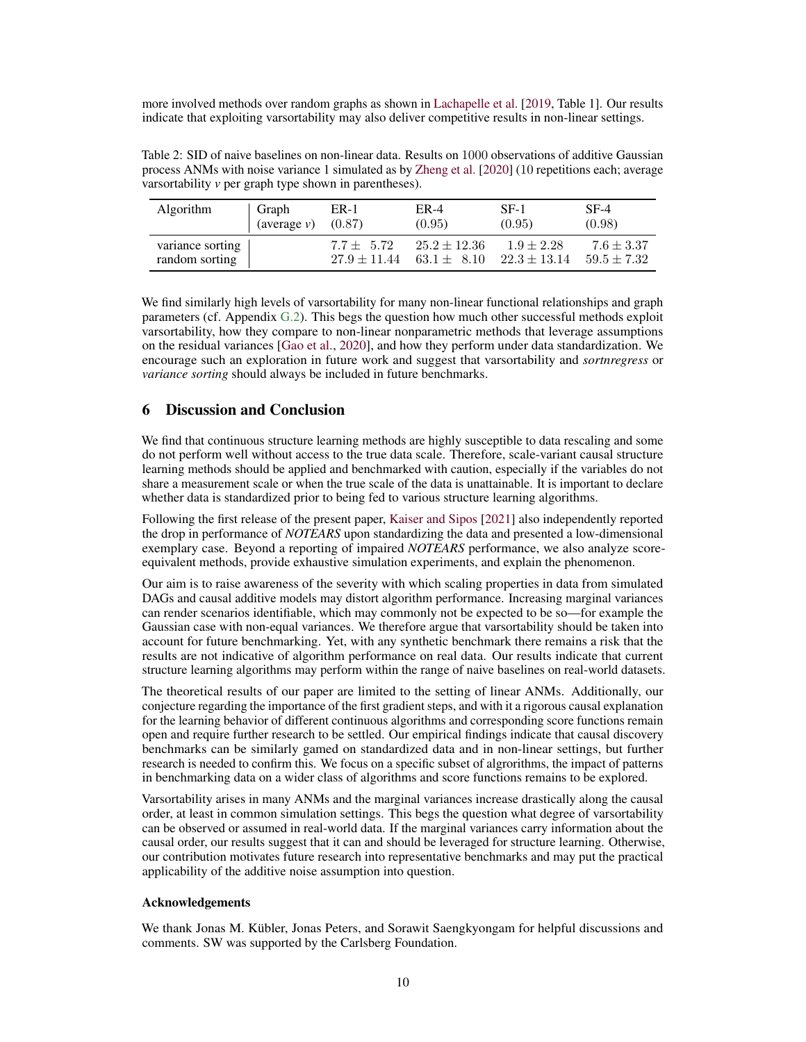more involved methods over random graphs as shown in Lachapelle et al. [2019, Table 1]. Our results indicate that exploiting varsortability may also deliver competitive results in non-linear settings.

Table 2: SID of naive baselines on non-linear data. Results on 1000 observations of additive Gaussian process ANMs with noise variance 1 simulated as by Zheng et al. [2020] (10 repetitions each; average varsortability $v$ per graph type shown in parentheses).

| Algorithm | Graph (average $v$) | ER-1 (0.87) | ER-4 (0.95) | SF-1 (0.95) | SF-4 (0.98) |
|---|---|---|---|---|---|
| variance sorting | | $7.7 \pm 5.72$ | $25.2 \pm 12.36$ | $1.9 \pm 2.28$ | $7.6 \pm 3.37$ |
| random sorting | | $27.9 \pm 11.44$ | $63.1 \pm 8.10$ | $22.3 \pm 13.14$ | $59.5 \pm 7.32$ |

We find similarly high levels of varsortability for many non-linear functional relationships and graph parameters (cf. Appendix G.2). This begs the question how much other successful methods exploit varsortability, how they compare to non-linear nonparametric methods that leverage assumptions on the residual variances [Gao et al., 2020], and how they perform under data standardization. We encourage such an exploration in future work and suggest that varsortability and *sortnregress* or *variance sorting* should always be included in future benchmarks.

## 6 Discussion and Conclusion

We find that continuous structure learning methods are highly susceptible to data rescaling and some do not perform well without access to the true data scale. Therefore, scale-variant causal structure learning methods should be applied and benchmarked with caution, especially if the variables do not share a measurement scale or when the true scale of the data is unattainable. It is important to declare whether data is standardized prior to being fed to various structure learning algorithms.

Following the first release of the present paper, Kaiser and Sipos [2021] also independently reported the drop in performance of *NOTEARS* upon standardizing the data and presented a low-dimensional exemplary case. Beyond a reporting of impaired *NOTEARS* performance, we also analyze score-equivalent methods, provide exhaustive simulation experiments, and explain the phenomenon.

Our aim is to raise awareness of the severity with which scaling properties in data from simulated DAGs and causal additive models may distort algorithm performance. Increasing marginal variances can render scenarios identifiable, which may commonly not be expected to be so—for example the Gaussian case with non-equal variances. We therefore argue that varsortability should be taken into account for future benchmarking. Yet, with any synthetic benchmark there remains a risk that the results are not indicative of algorithm performance on real data. Our results indicate that current structure learning algorithms may perform within the range of naive baselines on real-world datasets.

The theoretical results of our paper are limited to the setting of linear ANMs. Additionally, our conjecture regarding the importance of the first gradient steps, and with it a rigorous causal explanation for the learning behavior of different continuous algorithms and corresponding score functions remain open and require further research to be settled. Our empirical findings indicate that causal discovery benchmarks can be similarly gamed on standardized data and in non-linear settings, but further research is needed to confirm this. We focus on a specific subset of algroithms, the impact of patterns in benchmarking data on a wider class of algorithms and score functions remains to be explored.

Varsortability arises in many ANMs and the marginal variances increase drastically along the causal order, at least in common simulation settings. This begs the question what degree of varsortability can be observed or assumed in real-world data. If the marginal variances carry information about the causal order, our results suggest that it can and should be leveraged for structure learning. Otherwise, our contribution motivates future research into representative benchmarks and may put the practical applicability of the additive noise assumption into question.

### Acknowledgements

We thank Jonas M. Kübler, Jonas Peters, and Sorawit Saengkyongam for helpful discussions and comments. SW was supported by the Carlsberg Foundation.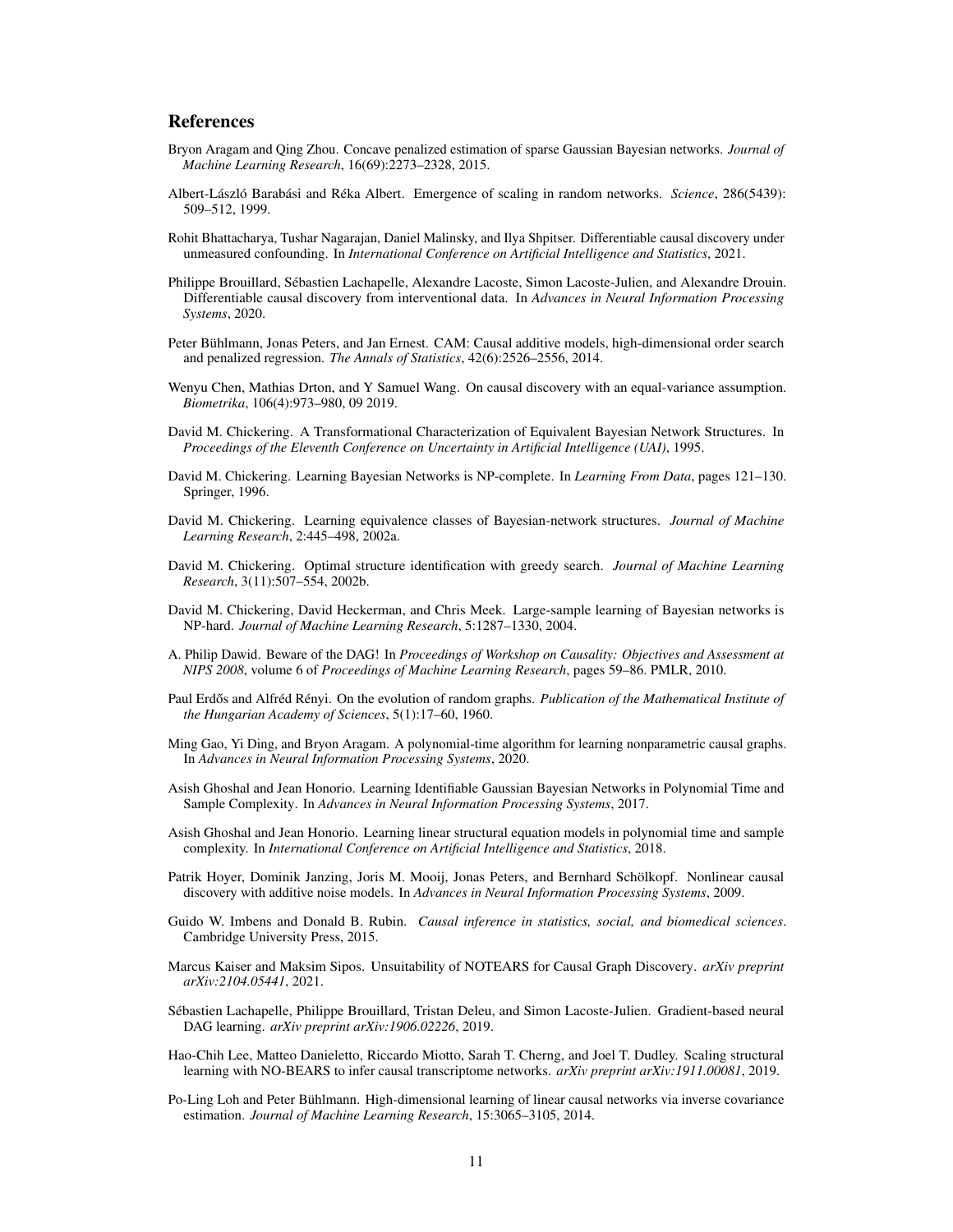# References

Bryon Aragam and Qing Zhou. Concave penalized estimation of sparse Gaussian Bayesian networks. *Journal of Machine Learning Research*, 16(69):2273–2328, 2015.

Albert-László Barabási and Réka Albert. Emergence of scaling in random networks. *Science*, 286(5439): 509–512, 1999.

Rohit Bhattacharya, Tushar Nagarajan, Daniel Malinsky, and Ilya Shpitser. Differentiable causal discovery under unmeasured confounding. In *International Conference on Artificial Intelligence and Statistics*, 2021.

Philippe Brouillard, Sébastien Lachapelle, Alexandre Lacoste, Simon Lacoste-Julien, and Alexandre Drouin. Differentiable causal discovery from interventional data. In *Advances in Neural Information Processing Systems*, 2020.

Peter Bühlmann, Jonas Peters, and Jan Ernest. CAM: Causal additive models, high-dimensional order search and penalized regression. *The Annals of Statistics*, 42(6):2526–2556, 2014.

Wenyu Chen, Mathias Drton, and Y Samuel Wang. On causal discovery with an equal-variance assumption. *Biometrika*, 106(4):973–980, 09 2019.

David M. Chickering. A Transformational Characterization of Equivalent Bayesian Network Structures. In *Proceedings of the Eleventh Conference on Uncertainty in Artificial Intelligence (UAI)*, 1995.

David M. Chickering. Learning Bayesian Networks is NP-complete. In *Learning From Data*, pages 121–130. Springer, 1996.

David M. Chickering. Learning equivalence classes of Bayesian-network structures. *Journal of Machine Learning Research*, 2:445–498, 2002a.

David M. Chickering. Optimal structure identification with greedy search. *Journal of Machine Learning Research*, 3(11):507–554, 2002b.

David M. Chickering, David Heckerman, and Chris Meek. Large-sample learning of Bayesian networks is NP-hard. *Journal of Machine Learning Research*, 5:1287–1330, 2004.

A. Philip Dawid. Beware of the DAG! In *Proceedings of Workshop on Causality: Objectives and Assessment at NIPS 2008*, volume 6 of *Proceedings of Machine Learning Research*, pages 59–86. PMLR, 2010.

Paul Erdős and Alfréd Rényi. On the evolution of random graphs. *Publication of the Mathematical Institute of the Hungarian Academy of Sciences*, 5(1):17–60, 1960.

Ming Gao, Yi Ding, and Bryon Aragam. A polynomial-time algorithm for learning nonparametric causal graphs. In *Advances in Neural Information Processing Systems*, 2020.

Asish Ghoshal and Jean Honorio. Learning Identifiable Gaussian Bayesian Networks in Polynomial Time and Sample Complexity. In *Advances in Neural Information Processing Systems*, 2017.

Asish Ghoshal and Jean Honorio. Learning linear structural equation models in polynomial time and sample complexity. In *International Conference on Artificial Intelligence and Statistics*, 2018.

Patrik Hoyer, Dominik Janzing, Joris M. Mooij, Jonas Peters, and Bernhard Schölkopf. Nonlinear causal discovery with additive noise models. In *Advances in Neural Information Processing Systems*, 2009.

Guido W. Imbens and Donald B. Rubin. *Causal inference in statistics, social, and biomedical sciences*. Cambridge University Press, 2015.

Marcus Kaiser and Maksim Sipos. Unsuitability of NOTEARS for Causal Graph Discovery. *arXiv preprint arXiv:2104.05441*, 2021.

Sébastien Lachapelle, Philippe Brouillard, Tristan Deleu, and Simon Lacoste-Julien. Gradient-based neural DAG learning. *arXiv preprint arXiv:1906.02226*, 2019.

Hao-Chih Lee, Matteo Danieletto, Riccardo Miotto, Sarah T. Cherng, and Joel T. Dudley. Scaling structural learning with NO-BEARS to infer causal transcriptome networks. *arXiv preprint arXiv:1911.00081*, 2019.

Po-Ling Loh and Peter Bühlmann. High-dimensional learning of linear causal networks via inverse covariance estimation. *Journal of Machine Learning Research*, 15:3065–3105, 2014.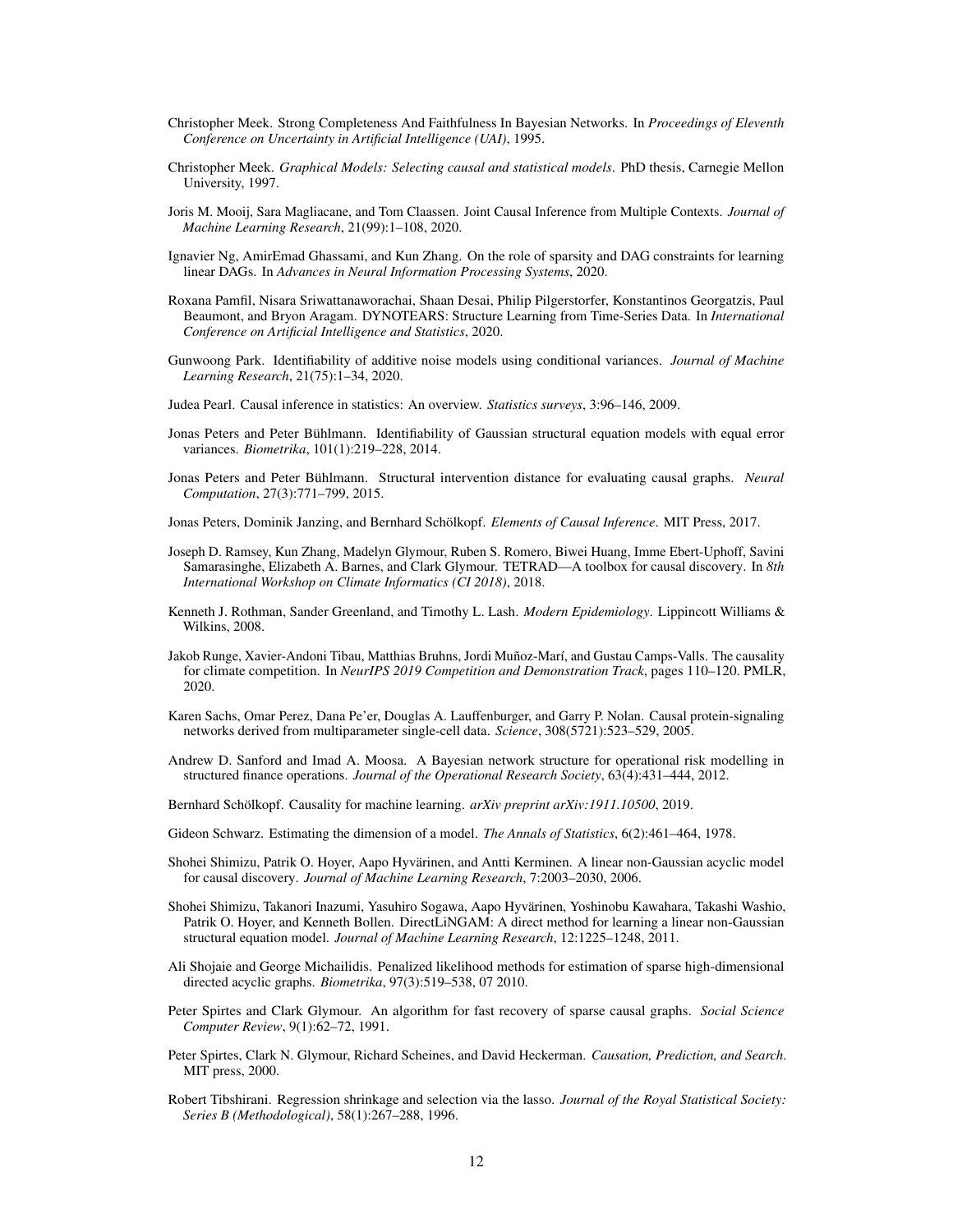Christopher Meek. Strong Completeness And Faithfulness In Bayesian Networks. In *Proceedings of Eleventh Conference on Uncertainty in Artificial Intelligence (UAI)*, 1995.

Christopher Meek. *Graphical Models: Selecting causal and statistical models*. PhD thesis, Carnegie Mellon University, 1997.

Joris M. Mooij, Sara Magliacane, and Tom Claassen. Joint Causal Inference from Multiple Contexts. *Journal of Machine Learning Research*, 21(99):1–108, 2020.

Ignavier Ng, AmirEmad Ghassami, and Kun Zhang. On the role of sparsity and DAG constraints for learning linear DAGs. In *Advances in Neural Information Processing Systems*, 2020.

Roxana Pamfil, Nisara Sriwattanaworachai, Shaan Desai, Philip Pilgerstorfer, Konstantinos Georgatzis, Paul Beaumont, and Bryon Aragam. DYNOTEARS: Structure Learning from Time-Series Data. In *International Conference on Artificial Intelligence and Statistics*, 2020.

Gunwoong Park. Identifiability of additive noise models using conditional variances. *Journal of Machine Learning Research*, 21(75):1–34, 2020.

Judea Pearl. Causal inference in statistics: An overview. *Statistics surveys*, 3:96–146, 2009.

Jonas Peters and Peter Bühlmann. Identifiability of Gaussian structural equation models with equal error variances. *Biometrika*, 101(1):219–228, 2014.

Jonas Peters and Peter Bühlmann. Structural intervention distance for evaluating causal graphs. *Neural Computation*, 27(3):771–799, 2015.

Jonas Peters, Dominik Janzing, and Bernhard Schölkopf. *Elements of Causal Inference*. MIT Press, 2017.

Joseph D. Ramsey, Kun Zhang, Madelyn Glymour, Ruben S. Romero, Biwei Huang, Imme Ebert-Uphoff, Savini Samarasinghe, Elizabeth A. Barnes, and Clark Glymour. TETRAD—A toolbox for causal discovery. In *8th International Workshop on Climate Informatics (CI 2018)*, 2018.

Kenneth J. Rothman, Sander Greenland, and Timothy L. Lash. *Modern Epidemiology*. Lippincott Williams & Wilkins, 2008.

Jakob Runge, Xavier-Andoni Tibau, Matthias Bruhns, Jordi Muñoz-Marí, and Gustau Camps-Valls. The causality for climate competition. In *NeurIPS 2019 Competition and Demonstration Track*, pages 110–120. PMLR, 2020.

Karen Sachs, Omar Perez, Dana Pe'er, Douglas A. Lauffenburger, and Garry P. Nolan. Causal protein-signaling networks derived from multiparameter single-cell data. *Science*, 308(5721):523–529, 2005.

Andrew D. Sanford and Imad A. Moosa. A Bayesian network structure for operational risk modelling in structured finance operations. *Journal of the Operational Research Society*, 63(4):431–444, 2012.

Bernhard Schölkopf. Causality for machine learning. *arXiv preprint arXiv:1911.10500*, 2019.

Gideon Schwarz. Estimating the dimension of a model. *The Annals of Statistics*, 6(2):461–464, 1978.

Shohei Shimizu, Patrik O. Hoyer, Aapo Hyvärinen, and Antti Kerminen. A linear non-Gaussian acyclic model for causal discovery. *Journal of Machine Learning Research*, 7:2003–2030, 2006.

Shohei Shimizu, Takanori Inazumi, Yasuhiro Sogawa, Aapo Hyvärinen, Yoshinobu Kawahara, Takashi Washio, Patrik O. Hoyer, and Kenneth Bollen. DirectLiNGAM: A direct method for learning a linear non-Gaussian structural equation model. *Journal of Machine Learning Research*, 12:1225–1248, 2011.

Ali Shojaie and George Michailidis. Penalized likelihood methods for estimation of sparse high-dimensional directed acyclic graphs. *Biometrika*, 97(3):519–538, 07 2010.

Peter Spirtes and Clark Glymour. An algorithm for fast recovery of sparse causal graphs. *Social Science Computer Review*, 9(1):62–72, 1991.

Peter Spirtes, Clark N. Glymour, Richard Scheines, and David Heckerman. *Causation, Prediction, and Search*. MIT press, 2000.

Robert Tibshirani. Regression shrinkage and selection via the lasso. *Journal of the Royal Statistical Society: Series B (Methodological)*, 58(1):267–288, 1996.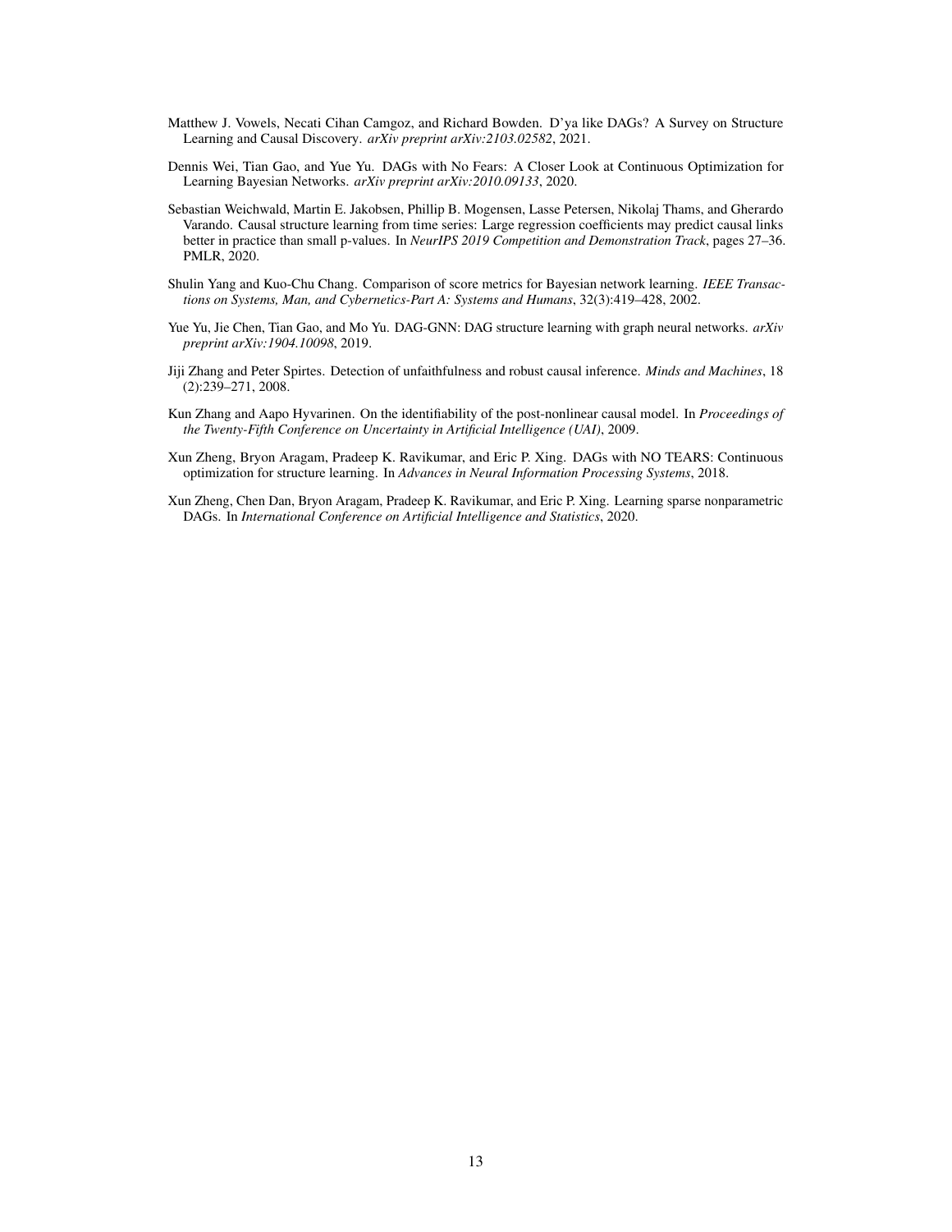Matthew J. Vowels, Necati Cihan Camgoz, and Richard Bowden. D'ya like DAGs? A Survey on Structure Learning and Causal Discovery. *arXiv preprint arXiv:2103.02582*, 2021.

Dennis Wei, Tian Gao, and Yue Yu. DAGs with No Fears: A Closer Look at Continuous Optimization for Learning Bayesian Networks. *arXiv preprint arXiv:2010.09133*, 2020.

Sebastian Weichwald, Martin E. Jakobsen, Phillip B. Mogensen, Lasse Petersen, Nikolaj Thams, and Gherardo Varando. Causal structure learning from time series: Large regression coefficients may predict causal links better in practice than small p-values. In *NeurIPS 2019 Competition and Demonstration Track*, pages 27–36. PMLR, 2020.

Shulin Yang and Kuo-Chu Chang. Comparison of score metrics for Bayesian network learning. *IEEE Transactions on Systems, Man, and Cybernetics-Part A: Systems and Humans*, 32(3):419–428, 2002.

Yue Yu, Jie Chen, Tian Gao, and Mo Yu. DAG-GNN: DAG structure learning with graph neural networks. *arXiv preprint arXiv:1904.10098*, 2019.

Jiji Zhang and Peter Spirtes. Detection of unfaithfulness and robust causal inference. *Minds and Machines*, 18 (2):239–271, 2008.

Kun Zhang and Aapo Hyvarinen. On the identifiability of the post-nonlinear causal model. In *Proceedings of the Twenty-Fifth Conference on Uncertainty in Artificial Intelligence (UAI)*, 2009.

Xun Zheng, Bryon Aragam, Pradeep K. Ravikumar, and Eric P. Xing. DAGs with NO TEARS: Continuous optimization for structure learning. In *Advances in Neural Information Processing Systems*, 2018.

Xun Zheng, Chen Dan, Bryon Aragam, Pradeep K. Ravikumar, and Eric P. Xing. Learning sparse nonparametric DAGs. In *International Conference on Artificial Intelligence and Statistics*, 2020.